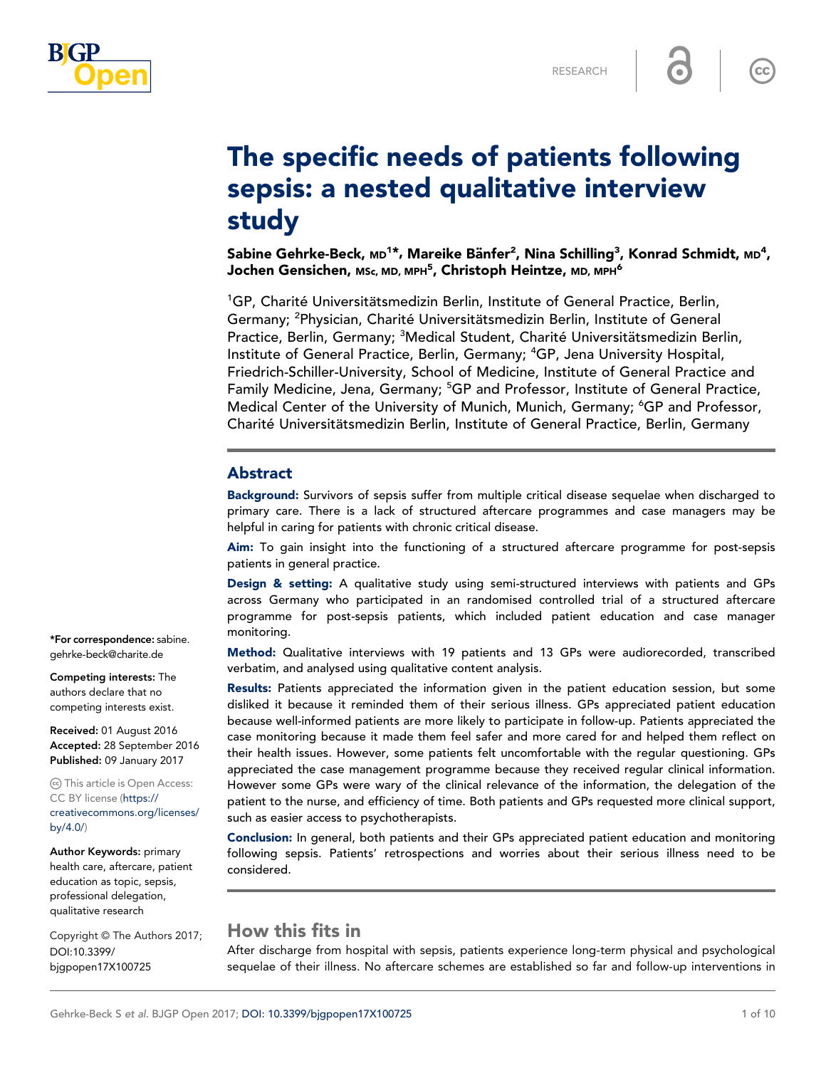# The specific needs of patients following sepsis: a nested qualitative interview study

**Sabine Gehrke-Beck, MD[1]*, Mareike Bänfer[2], Nina Schilling[3], Konrad Schmidt, MD[4], Jochen Gensichen, MSc, MD, MPH[5], Christoph Heintze, MD, MPH[6]**

[1]GP, Charité Universitätsmedizin Berlin, Institute of General Practice, Berlin, Germany; [2]Physician, Charité Universitätsmedizin Berlin, Institute of General Practice, Berlin, Germany; [3]Medical Student, Charité Universitätsmedizin Berlin, Institute of General Practice, Berlin, Germany; [4]GP, Jena University Hospital, Friedrich-Schiller-University, School of Medicine, Institute of General Practice and Family Medicine, Jena, Germany; [5]GP and Professor, Institute of General Practice, Medical Center of the University of Munich, Munich, Germany; [6]GP and Professor, Charité Universitätsmedizin Berlin, Institute of General Practice, Berlin, Germany

## Abstract

**Background:** Survivors of sepsis suffer from multiple critical disease sequelae when discharged to primary care. There is a lack of structured aftercare programmes and case managers may be helpful in caring for patients with chronic critical disease.

**Aim:** To gain insight into the functioning of a structured aftercare programme for post-sepsis patients in general practice.

**Design & setting:** A qualitative study using semi-structured interviews with patients and GPs across Germany who participated in an randomised controlled trial of a structured aftercare programme for post-sepsis patients, which included patient education and case manager monitoring.

**Method:** Qualitative interviews with 19 patients and 13 GPs were audiorecorded, transcribed verbatim, and analysed using qualitative content analysis.

**Results:** Patients appreciated the information given in the patient education session, but some disliked it because it reminded them of their serious illness. GPs appreciated patient education because well-informed patients are more likely to participate in follow-up. Patients appreciated the case monitoring because it made them feel safer and more cared for and helped them reflect on their health issues. However, some patients felt uncomfortable with the regular questioning. GPs appreciated the case management programme because they received regular clinical information. However some GPs were wary of the clinical relevance of the information, the delegation of the patient to the nurse, and efficiency of time. Both patients and GPs requested more clinical support, such as easier access to psychotherapists.

**Conclusion:** In general, both patients and their GPs appreciated patient education and monitoring following sepsis. Patients' retrospections and worries about their serious illness need to be considered.

*For correspondence: sabine.gehrke-beck@charite.de

**Competing interests:** The authors declare that no competing interests exist.

**Received:** 01 August 2016
**Accepted:** 28 September 2016
**Published:** 09 January 2017

This article is Open Access: CC BY license (https://creativecommons.org/licenses/by/4.0/)

**Author Keywords:** primary health care, aftercare, patient education as topic, sepsis, professional delegation, qualitative research

Copyright © The Authors 2017; DOI:10.3399/bjgpopen17X100725

## How this fits in

After discharge from hospital with sepsis, patients experience long-term physical and psychological sequelae of their illness. No aftercare schemes are established so far and follow-up interventions in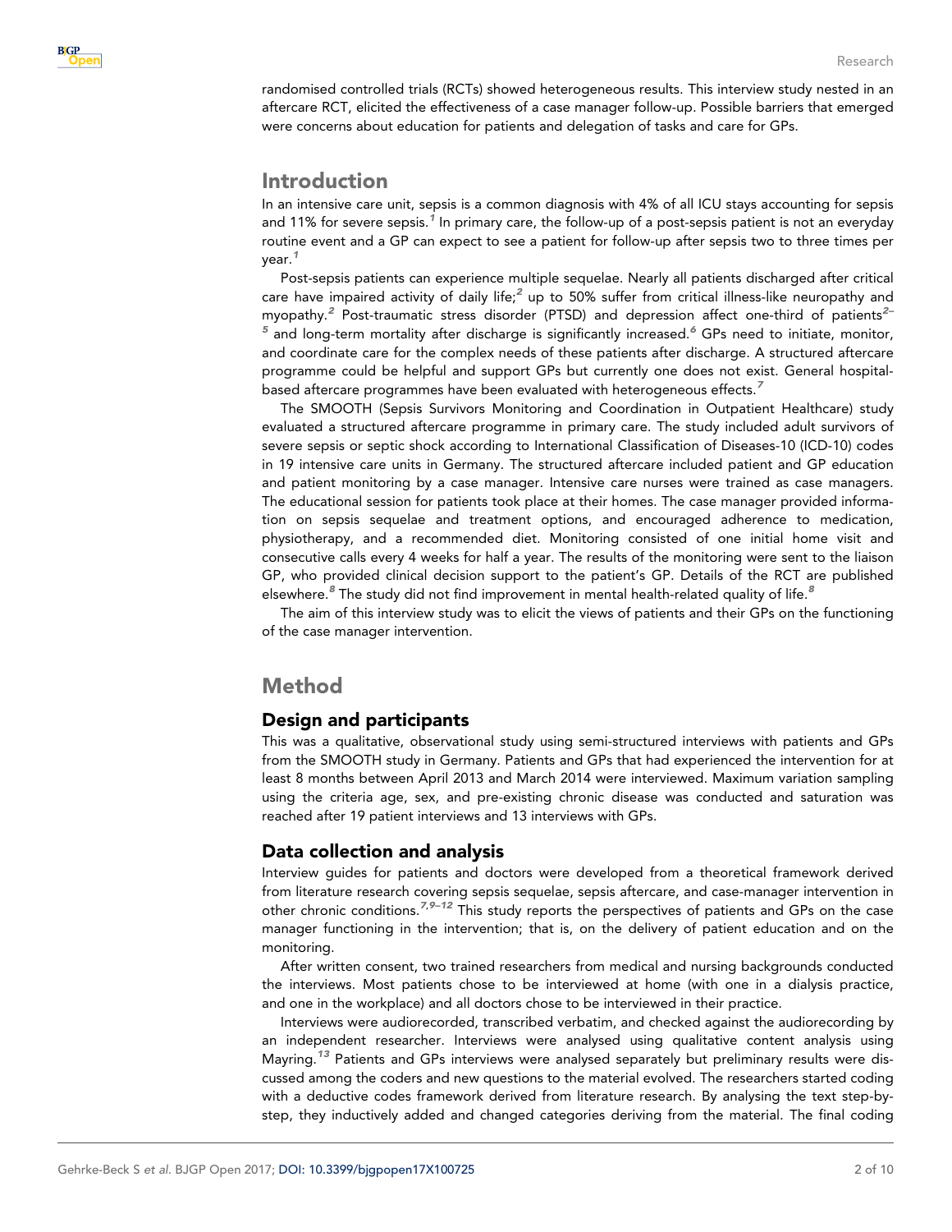randomised controlled trials (RCTs) showed heterogeneous results. This interview study nested in an aftercare RCT, elicited the effectiveness of a case manager follow-up. Possible barriers that emerged were concerns about education for patients and delegation of tasks and care for GPs.

## Introduction

In an intensive care unit, sepsis is a common diagnosis with 4% of all ICU stays accounting for sepsis and 11% for severe sepsis.[1] In primary care, the follow-up of a post-sepsis patient is not an everyday routine event and a GP can expect to see a patient for follow-up after sepsis two to three times per year.[1]

Post-sepsis patients can experience multiple sequelae. Nearly all patients discharged after critical care have impaired activity of daily life;[2] up to 50% suffer from critical illness-like neuropathy and myopathy.[2] Post-traumatic stress disorder (PTSD) and depression affect one-third of patients[2–5] and long-term mortality after discharge is significantly increased.[6] GPs need to initiate, monitor, and coordinate care for the complex needs of these patients after discharge. A structured aftercare programme could be helpful and support GPs but currently one does not exist. General hospital-based aftercare programmes have been evaluated with heterogeneous effects.[7]

The SMOOTH (Sepsis Survivors Monitoring and Coordination in Outpatient Healthcare) study evaluated a structured aftercare programme in primary care. The study included adult survivors of severe sepsis or septic shock according to International Classification of Diseases-10 (ICD-10) codes in 19 intensive care units in Germany. The structured aftercare included patient and GP education and patient monitoring by a case manager. Intensive care nurses were trained as case managers. The educational session for patients took place at their homes. The case manager provided information on sepsis sequelae and treatment options, and encouraged adherence to medication, physiotherapy, and a recommended diet. Monitoring consisted of one initial home visit and consecutive calls every 4 weeks for half a year. The results of the monitoring were sent to the liaison GP, who provided clinical decision support to the patient's GP. Details of the RCT are published elsewhere.[8] The study did not find improvement in mental health-related quality of life.[8]

The aim of this interview study was to elicit the views of patients and their GPs on the functioning of the case manager intervention.

## Method

### Design and participants

This was a qualitative, observational study using semi-structured interviews with patients and GPs from the SMOOTH study in Germany. Patients and GPs that had experienced the intervention for at least 8 months between April 2013 and March 2014 were interviewed. Maximum variation sampling using the criteria age, sex, and pre-existing chronic disease was conducted and saturation was reached after 19 patient interviews and 13 interviews with GPs.

### Data collection and analysis

Interview guides for patients and doctors were developed from a theoretical framework derived from literature research covering sepsis sequelae, sepsis aftercare, and case-manager intervention in other chronic conditions.[7,9–12] This study reports the perspectives of patients and GPs on the case manager functioning in the intervention; that is, on the delivery of patient education and on the monitoring.

After written consent, two trained researchers from medical and nursing backgrounds conducted the interviews. Most patients chose to be interviewed at home (with one in a dialysis practice, and one in the workplace) and all doctors chose to be interviewed in their practice.

Interviews were audiorecorded, transcribed verbatim, and checked against the audiorecording by an independent researcher. Interviews were analysed using qualitative content analysis using Mayring.[13] Patients and GPs interviews were analysed separately but preliminary results were discussed among the coders and new questions to the material evolved. The researchers started coding with a deductive codes framework derived from literature research. By analysing the text step-by-step, they inductively added and changed categories deriving from the material. The final coding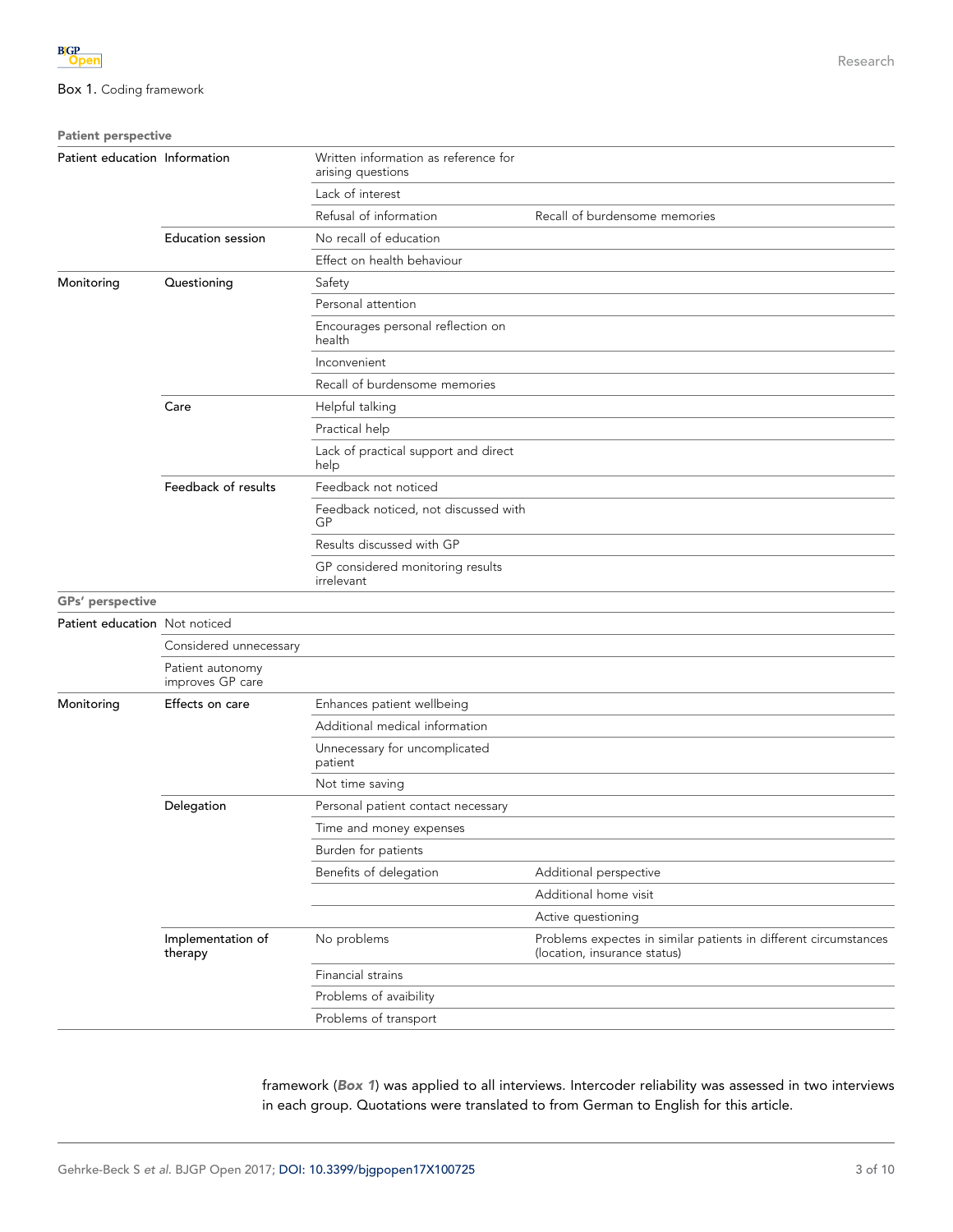Box 1. Coding framework

| | | | |
|---|---|---|---|
| **Patient perspective** | | | |
| Patient education | Information | Written information as reference for arising questions | |
| | | Lack of interest | |
| | | Refusal of information | Recall of burdensome memories |
| | Education session | No recall of education | |
| | | Effect on health behaviour | |
| Monitoring | Questioning | Safety | |
| | | Personal attention | |
| | | Encourages personal reflection on health | |
| | | Inconvenient | |
| | | Recall of burdensome memories | |
| | Care | Helpful talking | |
| | | Practical help | |
| | | Lack of practical support and direct help | |
| | Feedback of results | Feedback not noticed | |
| | | Feedback noticed, not discussed with GP | |
| | | Results discussed with GP | |
| | | GP considered monitoring results irrelevant | |
| **GPs' perspective** | | | |
| Patient education | Not noticed | | |
| | Considered unnecessary | | |
| | Patient autonomy improves GP care | | |
| Monitoring | Effects on care | Enhances patient wellbeing | |
| | | Additional medical information | |
| | | Unnecessary for uncomplicated patient | |
| | | Not time saving | |
| | Delegation | Personal patient contact necessary | |
| | | Time and money expenses | |
| | | Burden for patients | |
| | | Benefits of delegation | Additional perspective |
| | | | Additional home visit |
| | | | Active questioning |
| | Implementation of therapy | No problems | Problems expectes in similar patients in different circumstances (location, insurance status) |
| | | Financial strains | |
| | | Problems of avaibility | |
| | | Problems of transport | |

framework (***Box 1***) was applied to all interviews. Intercoder reliability was assessed in two interviews in each group. Quotations were translated to from German to English for this article.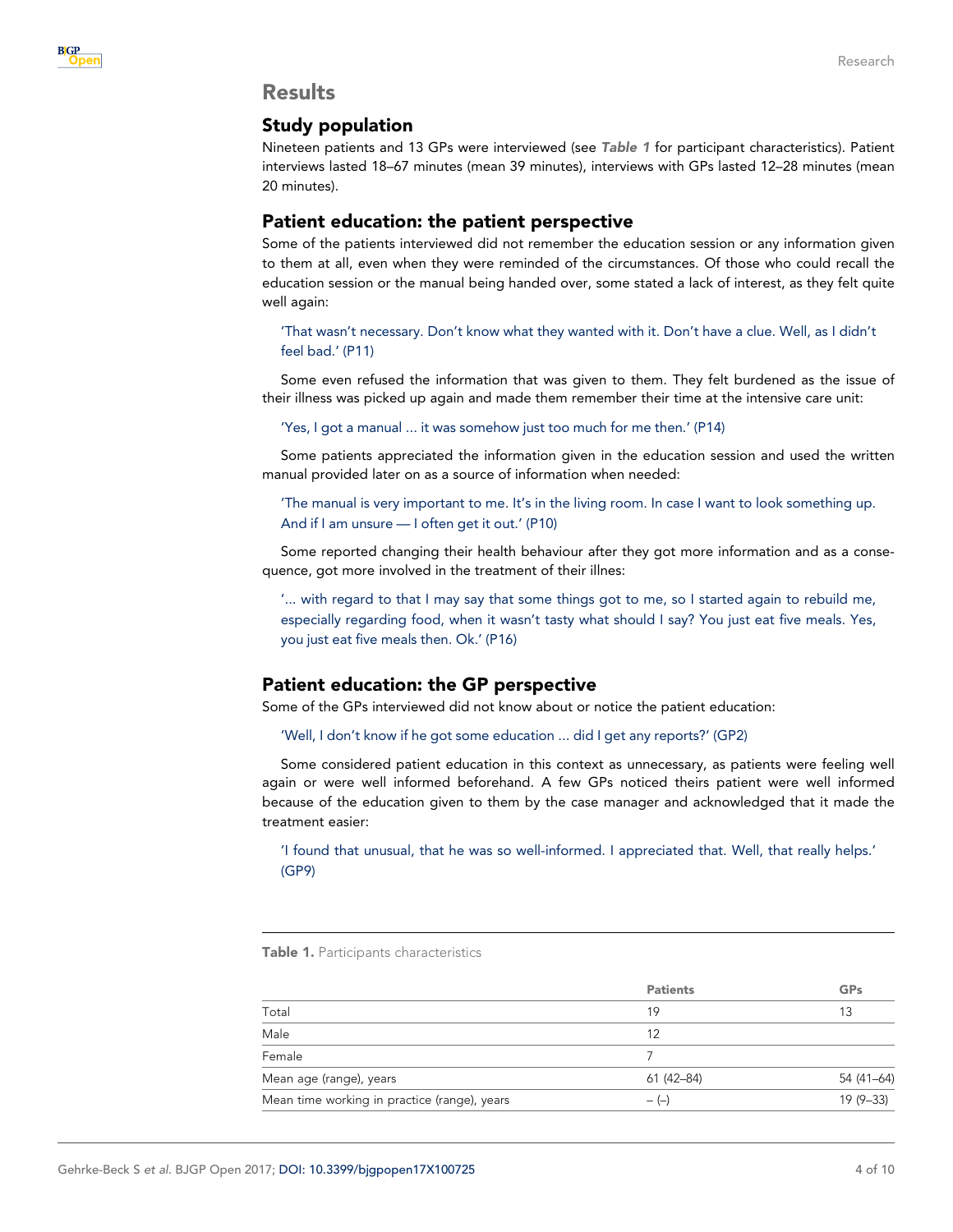## Results

### Study population

Nineteen patients and 13 GPs were interviewed (see ***Table 1*** for participant characteristics). Patient interviews lasted 18–67 minutes (mean 39 minutes), interviews with GPs lasted 12–28 minutes (mean 20 minutes).

### Patient education: the patient perspective

Some of the patients interviewed did not remember the education session or any information given to them at all, even when they were reminded of the circumstances. Of those who could recall the education session or the manual being handed over, some stated a lack of interest, as they felt quite well again:

> 'That wasn't necessary. Don't know what they wanted with it. Don't have a clue. Well, as I didn't feel bad.' (P11)

Some even refused the information that was given to them. They felt burdened as the issue of their illness was picked up again and made them remember their time at the intensive care unit:

> 'Yes, I got a manual ... it was somehow just too much for me then.' (P14)

Some patients appreciated the information given in the education session and used the written manual provided later on as a source of information when needed:

> 'The manual is very important to me. It's in the living room. In case I want to look something up. And if I am unsure — I often get it out.' (P10)

Some reported changing their health behaviour after they got more information and as a consequence, got more involved in the treatment of their illnes:

> '... with regard to that I may say that some things got to me, so I started again to rebuild me, especially regarding food, when it wasn't tasty what should I say? You just eat five meals. Yes, you just eat five meals then. Ok.' (P16)

### Patient education: the GP perspective

Some of the GPs interviewed did not know about or notice the patient education:

> 'Well, I don't know if he got some education ... did I get any reports?' (GP2)

Some considered patient education in this context as unnecessary, as patients were feeling well again or were well informed beforehand. A few GPs noticed theirs patient were well informed because of the education given to them by the case manager and acknowledged that it made the treatment easier:

> 'I found that unusual, that he was so well-informed. I appreciated that. Well, that really helps.' (GP9)

**Table 1.** Participants characteristics

| | Patients | GPs |
|---|---|---|
| Total | 19 | 13 |
| Male | 12 | |
| Female | 7 | |
| Mean age (range), years | 61 (42–84) | 54 (41–64) |
| Mean time working in practice (range), years | – (–) | 19 (9–33) |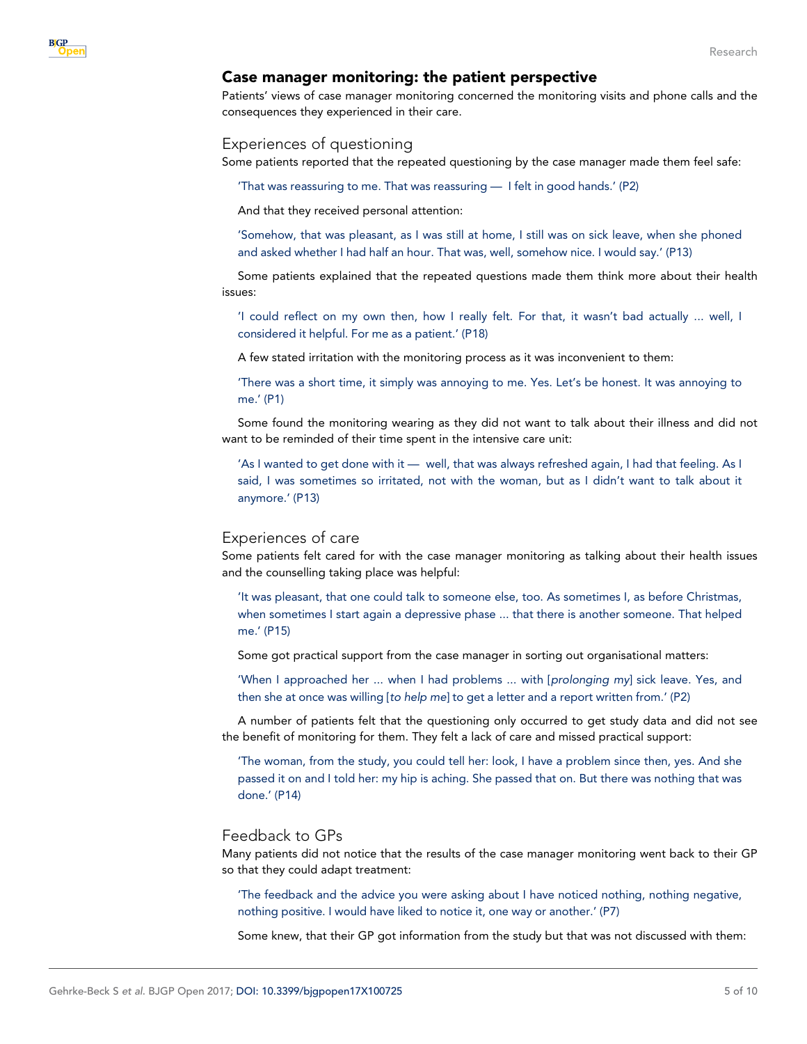## Case manager monitoring: the patient perspective

Patients' views of case manager monitoring concerned the monitoring visits and phone calls and the consequences they experienced in their care.

### Experiences of questioning

Some patients reported that the repeated questioning by the case manager made them feel safe:

> 'That was reassuring to me. That was reassuring — I felt in good hands.' (P2)

And that they received personal attention:

> 'Somehow, that was pleasant, as I was still at home, I still was on sick leave, when she phoned and asked whether I had half an hour. That was, well, somehow nice. I would say.' (P13)

Some patients explained that the repeated questions made them think more about their health issues:

> 'I could reflect on my own then, how I really felt. For that, it wasn't bad actually ... well, I considered it helpful. For me as a patient.' (P18)

A few stated irritation with the monitoring process as it was inconvenient to them:

> 'There was a short time, it simply was annoying to me. Yes. Let's be honest. It was annoying to me.' (P1)

Some found the monitoring wearing as they did not want to talk about their illness and did not want to be reminded of their time spent in the intensive care unit:

> 'As I wanted to get done with it — well, that was always refreshed again, I had that feeling. As I said, I was sometimes so irritated, not with the woman, but as I didn't want to talk about it anymore.' (P13)

### Experiences of care

Some patients felt cared for with the case manager monitoring as talking about their health issues and the counselling taking place was helpful:

> 'It was pleasant, that one could talk to someone else, too. As sometimes I, as before Christmas, when sometimes I start again a depressive phase ... that there is another someone. That helped me.' (P15)

Some got practical support from the case manager in sorting out organisational matters:

> 'When I approached her ... when I had problems ... with [*prolonging my*] sick leave. Yes, and then she at once was willing [*to help me*] to get a letter and a report written from.' (P2)

A number of patients felt that the questioning only occurred to get study data and did not see the benefit of monitoring for them. They felt a lack of care and missed practical support:

> 'The woman, from the study, you could tell her: look, I have a problem since then, yes. And she passed it on and I told her: my hip is aching. She passed that on. But there was nothing that was done.' (P14)

### Feedback to GPs

Many patients did not notice that the results of the case manager monitoring went back to their GP so that they could adapt treatment:

> 'The feedback and the advice you were asking about I have noticed nothing, nothing negative, nothing positive. I would have liked to notice it, one way or another.' (P7)

Some knew, that their GP got information from the study but that was not discussed with them: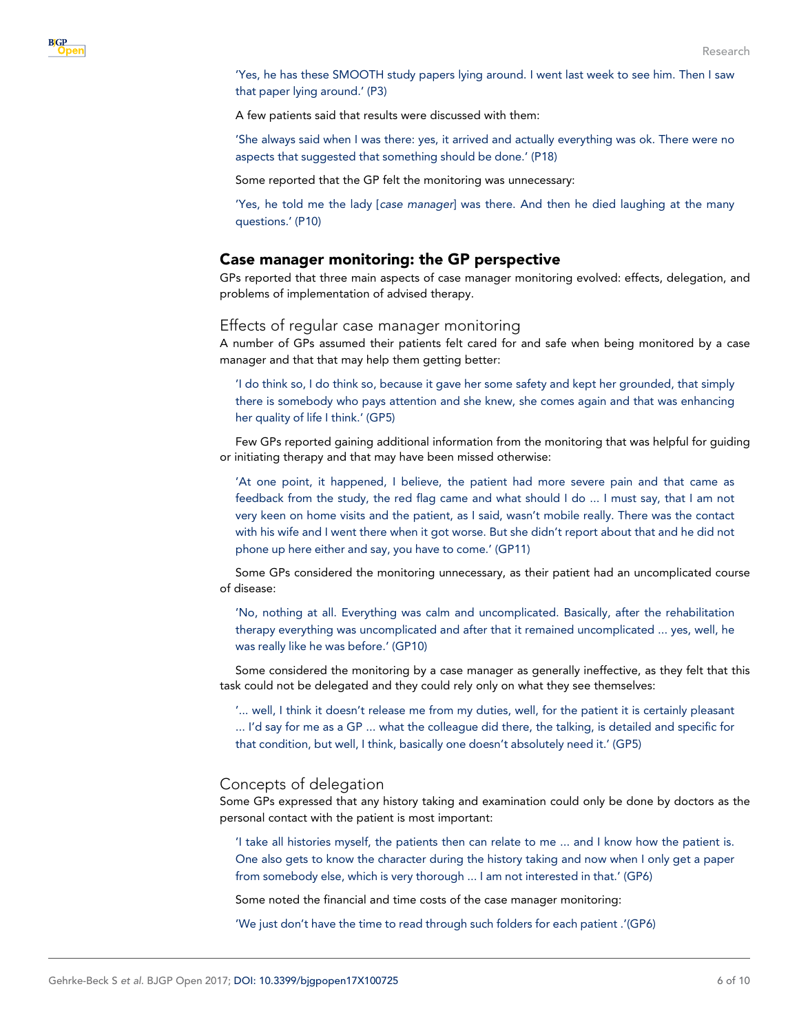'Yes, he has these SMOOTH study papers lying around. I went last week to see him. Then I saw that paper lying around.' (P3)

A few patients said that results were discussed with them:

'She always said when I was there: yes, it arrived and actually everything was ok. There were no aspects that suggested that something should be done.' (P18)

Some reported that the GP felt the monitoring was unnecessary:

'Yes, he told me the lady [*case manager*] was there. And then he died laughing at the many questions.' (P10)

## Case manager monitoring: the GP perspective

GPs reported that three main aspects of case manager monitoring evolved: effects, delegation, and problems of implementation of advised therapy.

### Effects of regular case manager monitoring

A number of GPs assumed their patients felt cared for and safe when being monitored by a case manager and that that may help them getting better:

'I do think so, I do think so, because it gave her some safety and kept her grounded, that simply there is somebody who pays attention and she knew, she comes again and that was enhancing her quality of life I think.' (GP5)

Few GPs reported gaining additional information from the monitoring that was helpful for guiding or initiating therapy and that may have been missed otherwise:

'At one point, it happened, I believe, the patient had more severe pain and that came as feedback from the study, the red flag came and what should I do ... I must say, that I am not very keen on home visits and the patient, as I said, wasn't mobile really. There was the contact with his wife and I went there when it got worse. But she didn't report about that and he did not phone up here either and say, you have to come.' (GP11)

Some GPs considered the monitoring unnecessary, as their patient had an uncomplicated course of disease:

'No, nothing at all. Everything was calm and uncomplicated. Basically, after the rehabilitation therapy everything was uncomplicated and after that it remained uncomplicated ... yes, well, he was really like he was before.' (GP10)

Some considered the monitoring by a case manager as generally ineffective, as they felt that this task could not be delegated and they could rely only on what they see themselves:

'... well, I think it doesn't release me from my duties, well, for the patient it is certainly pleasant ... I'd say for me as a GP ... what the colleague did there, the talking, is detailed and specific for that condition, but well, I think, basically one doesn't absolutely need it.' (GP5)

### Concepts of delegation

Some GPs expressed that any history taking and examination could only be done by doctors as the personal contact with the patient is most important:

'I take all histories myself, the patients then can relate to me ... and I know how the patient is. One also gets to know the character during the history taking and now when I only get a paper from somebody else, which is very thorough ... I am not interested in that.' (GP6)

Some noted the financial and time costs of the case manager monitoring:

'We just don't have the time to read through such folders for each patient .'(GP6)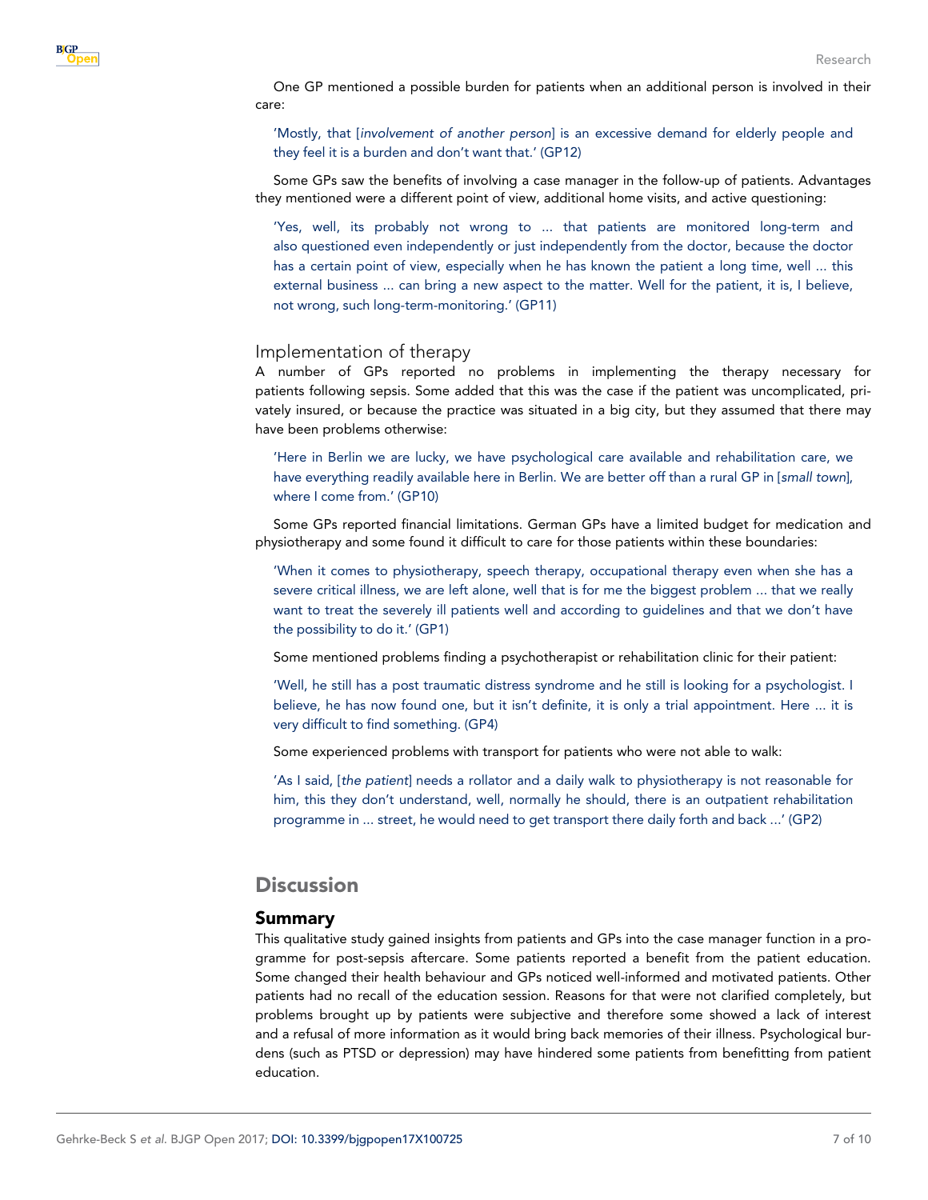One GP mentioned a possible burden for patients when an additional person is involved in their care:

> 'Mostly, that [*involvement of another person*] is an excessive demand for elderly people and they feel it is a burden and don't want that.' (GP12)

Some GPs saw the benefits of involving a case manager in the follow-up of patients. Advantages they mentioned were a different point of view, additional home visits, and active questioning:

> 'Yes, well, its probably not wrong to ... that patients are monitored long-term and also questioned even independently or just independently from the doctor, because the doctor has a certain point of view, especially when he has known the patient a long time, well ... this external business ... can bring a new aspect to the matter. Well for the patient, it is, I believe, not wrong, such long-term-monitoring.' (GP11)

### Implementation of therapy

A number of GPs reported no problems in implementing the therapy necessary for patients following sepsis. Some added that this was the case if the patient was uncomplicated, privately insured, or because the practice was situated in a big city, but they assumed that there may have been problems otherwise:

> 'Here in Berlin we are lucky, we have psychological care available and rehabilitation care, we have everything readily available here in Berlin. We are better off than a rural GP in [*small town*], where I come from.' (GP10)

Some GPs reported financial limitations. German GPs have a limited budget for medication and physiotherapy and some found it difficult to care for those patients within these boundaries:

> 'When it comes to physiotherapy, speech therapy, occupational therapy even when she has a severe critical illness, we are left alone, well that is for me the biggest problem ... that we really want to treat the severely ill patients well and according to guidelines and that we don't have the possibility to do it.' (GP1)

Some mentioned problems finding a psychotherapist or rehabilitation clinic for their patient:

> 'Well, he still has a post traumatic distress syndrome and he still is looking for a psychologist. I believe, he has now found one, but it isn't definite, it is only a trial appointment. Here ... it is very difficult to find something. (GP4)

Some experienced problems with transport for patients who were not able to walk:

> 'As I said, [*the patient*] needs a rollator and a daily walk to physiotherapy is not reasonable for him, this they don't understand, well, normally he should, there is an outpatient rehabilitation programme in ... street, he would need to get transport there daily forth and back ...' (GP2)

## Discussion

### Summary

This qualitative study gained insights from patients and GPs into the case manager function in a programme for post-sepsis aftercare. Some patients reported a benefit from the patient education. Some changed their health behaviour and GPs noticed well-informed and motivated patients. Other patients had no recall of the education session. Reasons for that were not clarified completely, but problems brought up by patients were subjective and therefore some showed a lack of interest and a refusal of more information as it would bring back memories of their illness. Psychological burdens (such as PTSD or depression) may have hindered some patients from benefitting from patient education.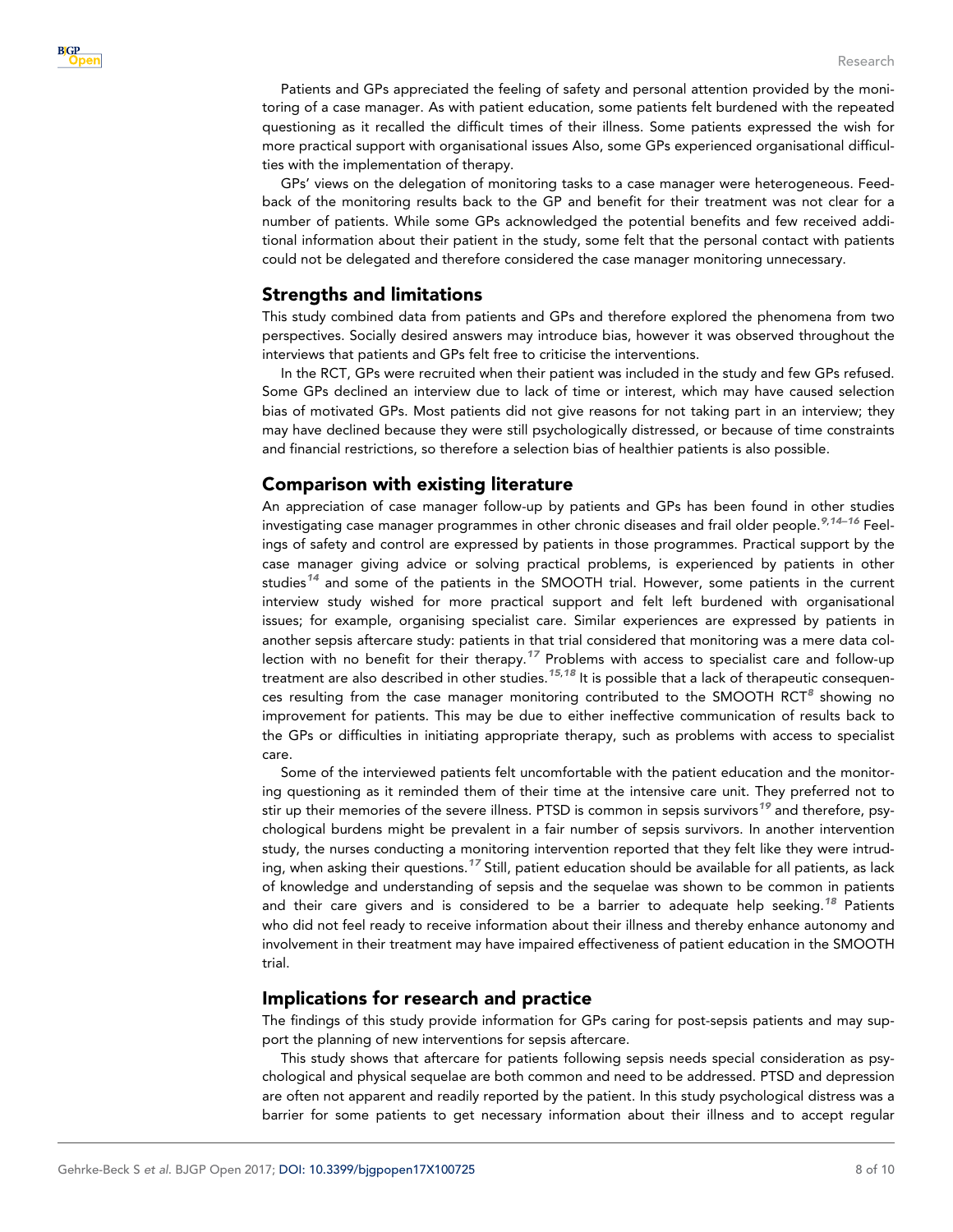Patients and GPs appreciated the feeling of safety and personal attention provided by the monitoring of a case manager. As with patient education, some patients felt burdened with the repeated questioning as it recalled the difficult times of their illness. Some patients expressed the wish for more practical support with organisational issues Also, some GPs experienced organisational difficulties with the implementation of therapy.

GPs' views on the delegation of monitoring tasks to a case manager were heterogeneous. Feedback of the monitoring results back to the GP and benefit for their treatment was not clear for a number of patients. While some GPs acknowledged the potential benefits and few received additional information about their patient in the study, some felt that the personal contact with patients could not be delegated and therefore considered the case manager monitoring unnecessary.

## Strengths and limitations

This study combined data from patients and GPs and therefore explored the phenomena from two perspectives. Socially desired answers may introduce bias, however it was observed throughout the interviews that patients and GPs felt free to criticise the interventions.

In the RCT, GPs were recruited when their patient was included in the study and few GPs refused. Some GPs declined an interview due to lack of time or interest, which may have caused selection bias of motivated GPs. Most patients did not give reasons for not taking part in an interview; they may have declined because they were still psychologically distressed, or because of time constraints and financial restrictions, so therefore a selection bias of healthier patients is also possible.

## Comparison with existing literature

An appreciation of case manager follow-up by patients and GPs has been found in other studies investigating case manager programmes in other chronic diseases and frail older people.[9,14–16] Feelings of safety and control are expressed by patients in those programmes. Practical support by the case manager giving advice or solving practical problems, is experienced by patients in other studies[14] and some of the patients in the SMOOTH trial. However, some patients in the current interview study wished for more practical support and felt left burdened with organisational issues; for example, organising specialist care. Similar experiences are expressed by patients in another sepsis aftercare study: patients in that trial considered that monitoring was a mere data collection with no benefit for their therapy.[17] Problems with access to specialist care and follow-up treatment are also described in other studies.[15,18] It is possible that a lack of therapeutic consequences resulting from the case manager monitoring contributed to the SMOOTH RCT[8] showing no improvement for patients. This may be due to either ineffective communication of results back to the GPs or difficulties in initiating appropriate therapy, such as problems with access to specialist care.

Some of the interviewed patients felt uncomfortable with the patient education and the monitoring questioning as it reminded them of their time at the intensive care unit. They preferred not to stir up their memories of the severe illness. PTSD is common in sepsis survivors[19] and therefore, psychological burdens might be prevalent in a fair number of sepsis survivors. In another intervention study, the nurses conducting a monitoring intervention reported that they felt like they were intruding, when asking their questions.[17] Still, patient education should be available for all patients, as lack of knowledge and understanding of sepsis and the sequelae was shown to be common in patients and their care givers and is considered to be a barrier to adequate help seeking.[18] Patients who did not feel ready to receive information about their illness and thereby enhance autonomy and involvement in their treatment may have impaired effectiveness of patient education in the SMOOTH trial.

## Implications for research and practice

The findings of this study provide information for GPs caring for post-sepsis patients and may support the planning of new interventions for sepsis aftercare.

This study shows that aftercare for patients following sepsis needs special consideration as psychological and physical sequelae are both common and need to be addressed. PTSD and depression are often not apparent and readily reported by the patient. In this study psychological distress was a barrier for some patients to get necessary information about their illness and to accept regular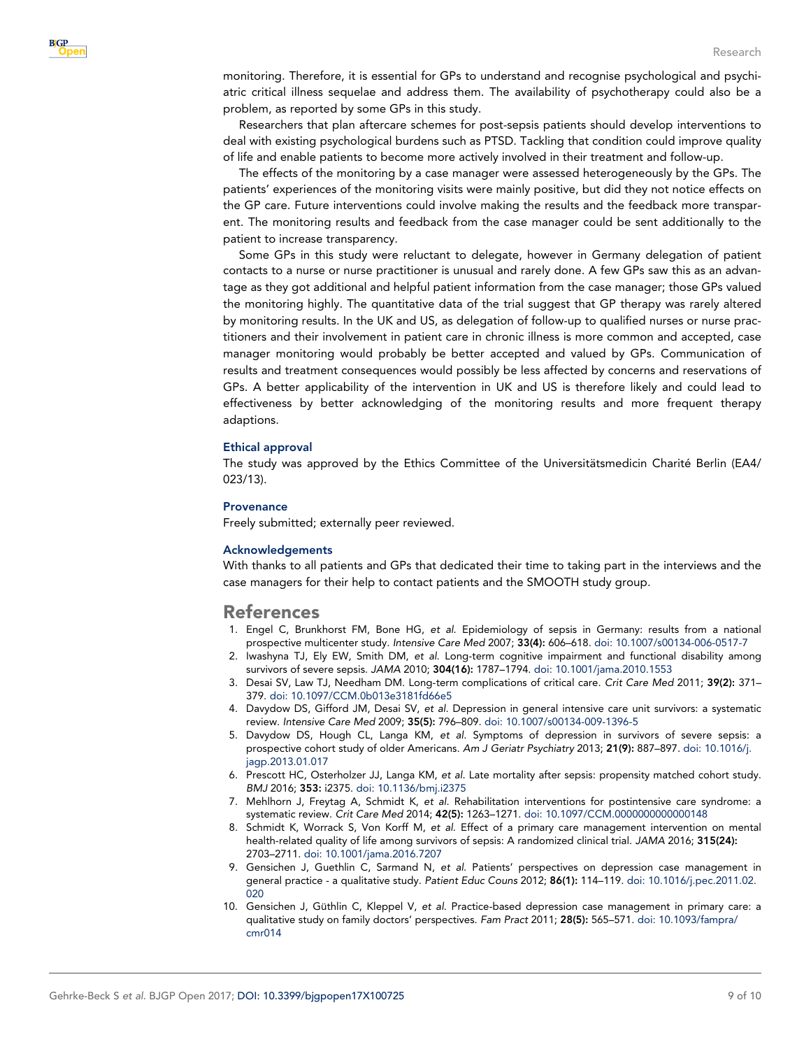monitoring. Therefore, it is essential for GPs to understand and recognise psychological and psychiatric critical illness sequelae and address them. The availability of psychotherapy could also be a problem, as reported by some GPs in this study.

Researchers that plan aftercare schemes for post-sepsis patients should develop interventions to deal with existing psychological burdens such as PTSD. Tackling that condition could improve quality of life and enable patients to become more actively involved in their treatment and follow-up.

The effects of the monitoring by a case manager were assessed heterogeneously by the GPs. The patients' experiences of the monitoring visits were mainly positive, but did they not notice effects on the GP care. Future interventions could involve making the results and the feedback more transparent. The monitoring results and feedback from the case manager could be sent additionally to the patient to increase transparency.

Some GPs in this study were reluctant to delegate, however in Germany delegation of patient contacts to a nurse or nurse practitioner is unusual and rarely done. A few GPs saw this as an advantage as they got additional and helpful patient information from the case manager; those GPs valued the monitoring highly. The quantitative data of the trial suggest that GP therapy was rarely altered by monitoring results. In the UK and US, as delegation of follow-up to qualified nurses or nurse practitioners and their involvement in patient care in chronic illness is more common and accepted, case manager monitoring would probably be better accepted and valued by GPs. Communication of results and treatment consequences would possibly be less affected by concerns and reservations of GPs. A better applicability of the intervention in UK and US is therefore likely and could lead to effectiveness by better acknowledging of the monitoring results and more frequent therapy adaptions.

### Ethical approval

The study was approved by the Ethics Committee of the Universitätsmedicin Charité Berlin (EA4/023/13).

### Provenance

Freely submitted; externally peer reviewed.

### Acknowledgements

With thanks to all patients and GPs that dedicated their time to taking part in the interviews and the case managers for their help to contact patients and the SMOOTH study group.

## References

1. Engel C, Brunkhorst FM, Bone HG, *et al.* Epidemiology of sepsis in Germany: results from a national prospective multicenter study. *Intensive Care Med* 2007; **33(4):** 606–618. doi: 10.1007/s00134-006-0517-7
2. Iwashyna TJ, Ely EW, Smith DM, *et al.* Long-term cognitive impairment and functional disability among survivors of severe sepsis. *JAMA* 2010; **304(16):** 1787–1794. doi: 10.1001/jama.2010.1553
3. Desai SV, Law TJ, Needham DM. Long-term complications of critical care. *Crit Care Med* 2011; **39(2):** 371–379. doi: 10.1097/CCM.0b013e3181fd66e5
4. Davydow DS, Gifford JM, Desai SV, *et al.* Depression in general intensive care unit survivors: a systematic review. *Intensive Care Med* 2009; **35(5):** 796–809. doi: 10.1007/s00134-009-1396-5
5. Davydow DS, Hough CL, Langa KM, *et al.* Symptoms of depression in survivors of severe sepsis: a prospective cohort study of older Americans. *Am J Geriatr Psychiatry* 2013; **21(9):** 887–897. doi: 10.1016/j.jagp.2013.01.017
6. Prescott HC, Osterholzer JJ, Langa KM, *et al.* Late mortality after sepsis: propensity matched cohort study. *BMJ* 2016; **353:** i2375. doi: 10.1136/bmj.i2375
7. Mehlhorn J, Freytag A, Schmidt K, *et al.* Rehabilitation interventions for postintensive care syndrome: a systematic review. *Crit Care Med* 2014; **42(5):** 1263–1271. doi: 10.1097/CCM.0000000000000148
8. Schmidt K, Worrack S, Von Korff M, *et al.* Effect of a primary care management intervention on mental health-related quality of life among survivors of sepsis: A randomized clinical trial. *JAMA* 2016; **315(24):** 2703–2711. doi: 10.1001/jama.2016.7207
9. Gensichen J, Guethlin C, Sarmand N, *et al.* Patients' perspectives on depression case management in general practice - a qualitative study. *Patient Educ Couns* 2012; **86(1):** 114–119. doi: 10.1016/j.pec.2011.02.020
10. Gensichen J, Güthlin C, Kleppel V, *et al.* Practice-based depression case management in primary care: a qualitative study on family doctors' perspectives. *Fam Pract* 2011; **28(5):** 565–571. doi: 10.1093/fampra/cmr014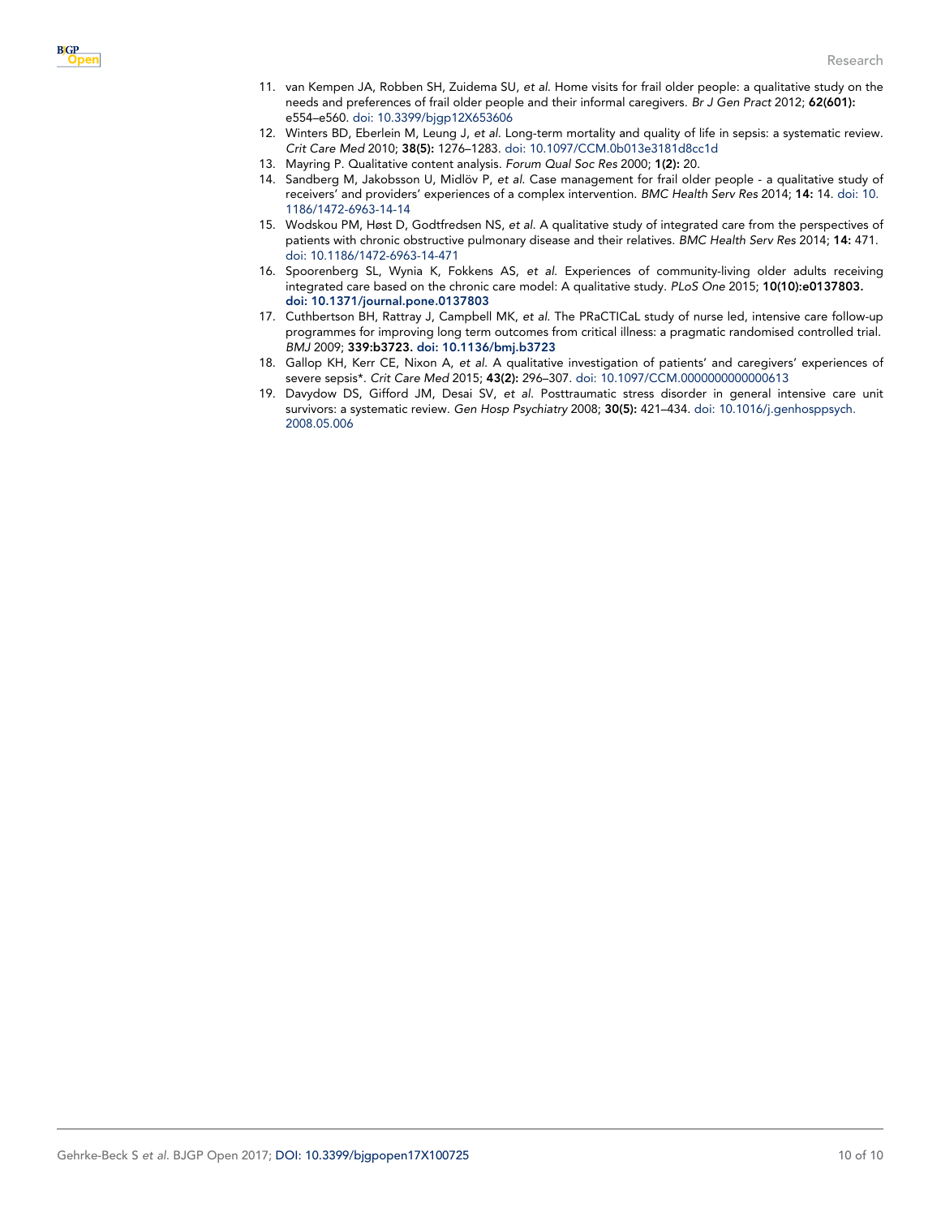11. van Kempen JA, Robben SH, Zuidema SU, *et al*. Home visits for frail older people: a qualitative study on the needs and preferences of frail older people and their informal caregivers. *Br J Gen Pract* 2012; **62(601):** e554–e560. doi: 10.3399/bjgp12X653606
12. Winters BD, Eberlein M, Leung J, *et al*. Long-term mortality and quality of life in sepsis: a systematic review. *Crit Care Med* 2010; **38(5):** 1276–1283. doi: 10.1097/CCM.0b013e3181d8cc1d
13. Mayring P. Qualitative content analysis. *Forum Qual Soc Res* 2000; **1(2):** 20.
14. Sandberg M, Jakobsson U, Midlöv P, *et al*. Case management for frail older people - a qualitative study of receivers' and providers' experiences of a complex intervention. *BMC Health Serv Res* 2014; **14:** 14. doi: 10.1186/1472-6963-14-14
15. Wodskou PM, Høst D, Godtfredsen NS, *et al*. A qualitative study of integrated care from the perspectives of patients with chronic obstructive pulmonary disease and their relatives. *BMC Health Serv Res* 2014; **14:** 471. doi: 10.1186/1472-6963-14-471
16. Spoorenberg SL, Wynia K, Fokkens AS, *et al*. Experiences of community-living older adults receiving integrated care based on the chronic care model: A qualitative study. *PLoS One* 2015; **10(10):e0137803. doi: 10.1371/journal.pone.0137803**
17. Cuthbertson BH, Rattray J, Campbell MK, *et al*. The PRaCTICaL study of nurse led, intensive care follow-up programmes for improving long term outcomes from critical illness: a pragmatic randomised controlled trial. *BMJ* 2009; **339:b3723. doi: 10.1136/bmj.b3723**
18. Gallop KH, Kerr CE, Nixon A, *et al*. A qualitative investigation of patients' and caregivers' experiences of severe sepsis*. *Crit Care Med* 2015; **43(2):** 296–307. doi: 10.1097/CCM.0000000000000613
19. Davydow DS, Gifford JM, Desai SV, *et al*. Posttraumatic stress disorder in general intensive care unit survivors: a systematic review. *Gen Hosp Psychiatry* 2008; **30(5):** 421–434. doi: 10.1016/j.genhosppsych.2008.05.006